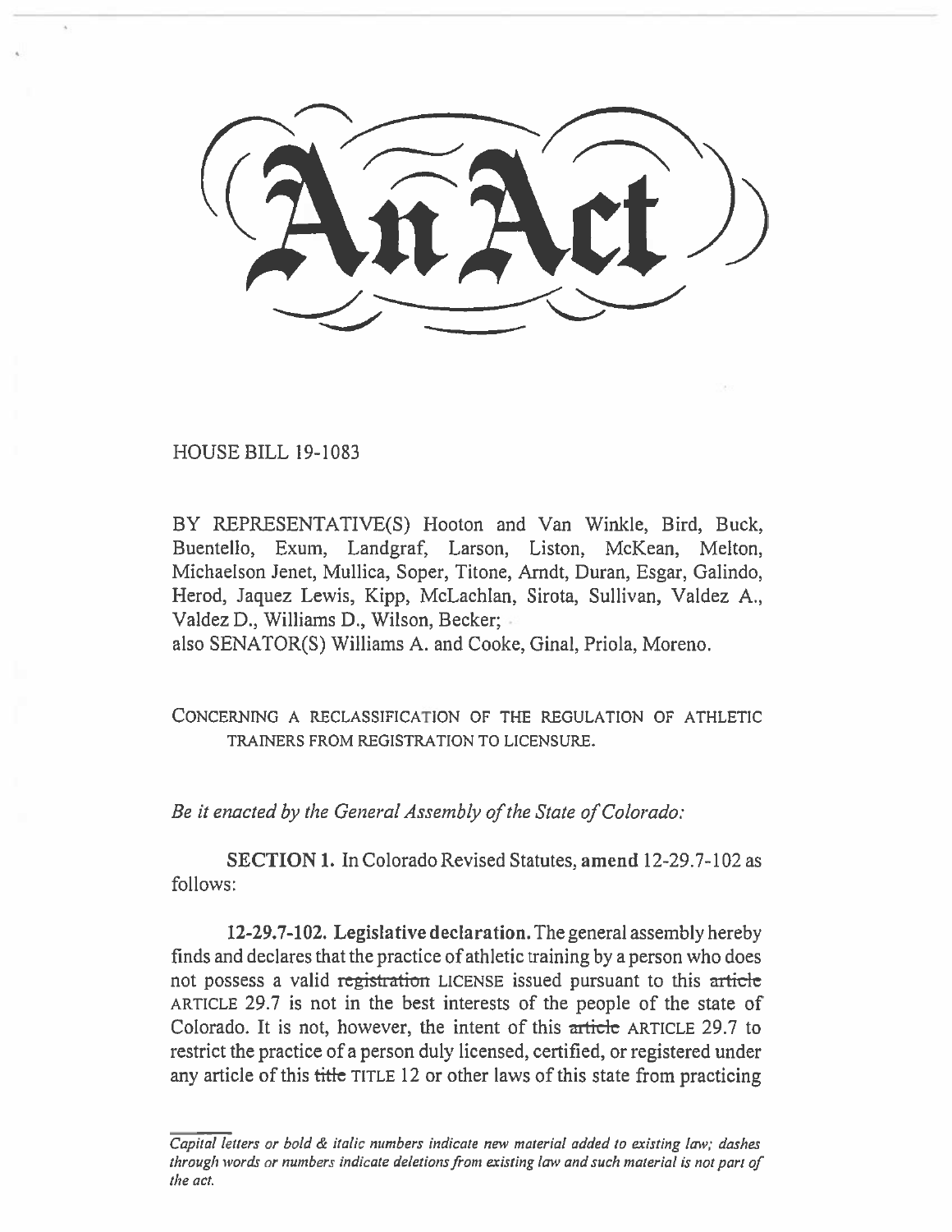# An Act

HOUSE BILL 19-1083

BY REPRESENTATIVE(S) Hooton and Van Winkle, Bird, Buck, Buentello, Exum, Landgraf, Larson, Liston, McKean, Melton, Michaelson Jenet, Mullica, Soper, Titone, Arndt, Duran, Esgar, Galindo, Herod, Jaquez Lewis, Kipp, McLachlan, Sirota, Sullivan, Valdez A., Valdez D., Williams D., Wilson, Becker;
also SENATOR(S) Williams A. and Cooke, Ginal, Priola, Moreno.

CONCERNING A RECLASSIFICATION OF THE REGULATION OF ATHLETIC TRAINERS FROM REGISTRATION TO LICENSURE.

*Be it enacted by the General Assembly of the State of Colorado:*

**SECTION 1.** In Colorado Revised Statutes, **amend** 12-29.7-102 as follows:

**12-29.7-102. Legislative declaration.** The general assembly hereby finds and declares that the practice of athletic training by a person who does not possess a valid ~~registration~~ LICENSE issued pursuant to this ~~article~~ ARTICLE 29.7 is not in the best interests of the people of the state of Colorado. It is not, however, the intent of this ~~article~~ ARTICLE 29.7 to restrict the practice of a person duly licensed, certified, or registered under any article of this ~~title~~ TITLE 12 or other laws of this state from practicing

---

*Capital letters or bold & italic numbers indicate new material added to existing law; dashes through words or numbers indicate deletions from existing law and such material is not part of the act.*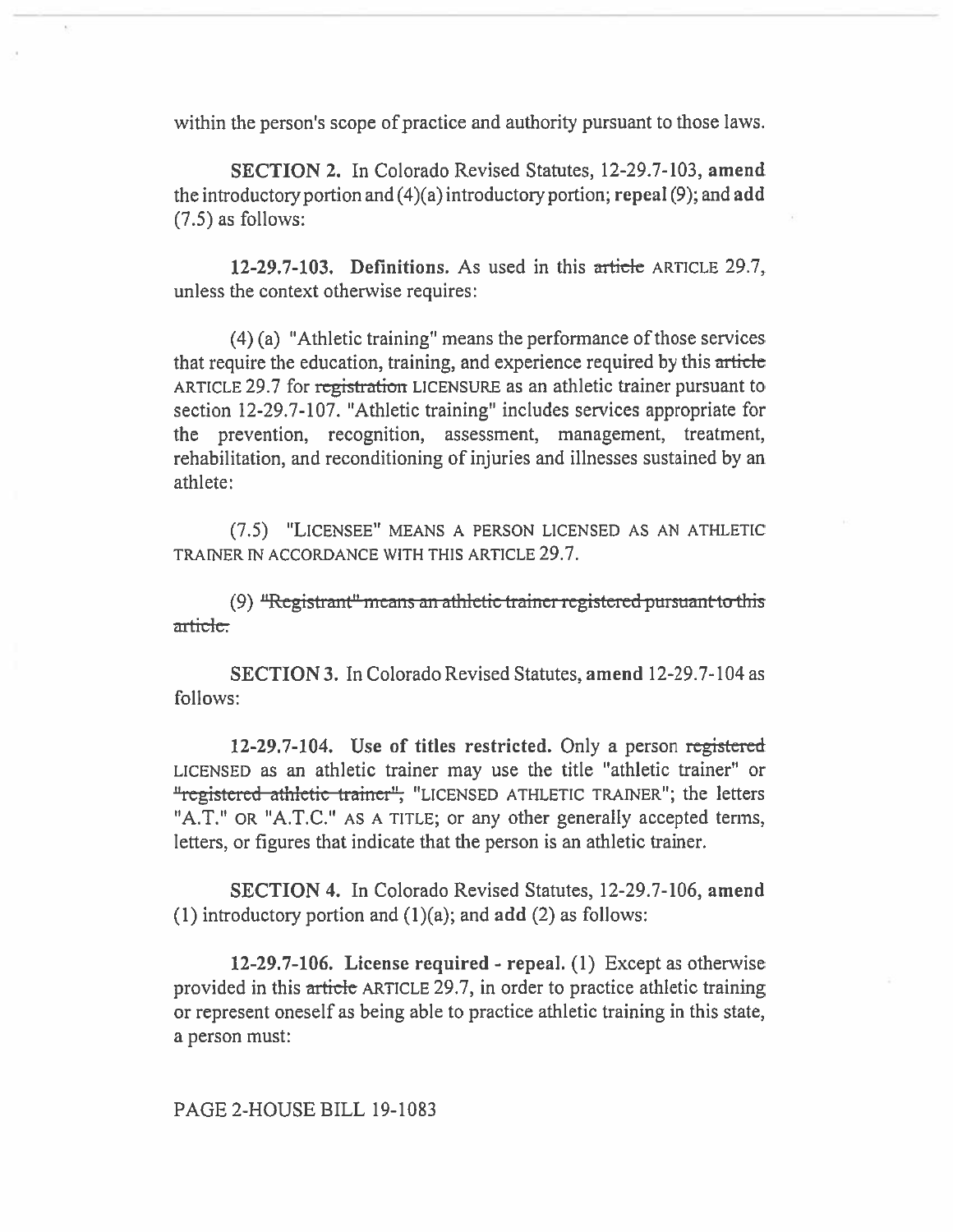within the person's scope of practice and authority pursuant to those laws.

**SECTION 2.** In Colorado Revised Statutes, 12-29.7-103, **amend** the introductory portion and (4)(a) introductory portion; **repeal** (9); and **add** (7.5) as follows:

**12-29.7-103. Definitions.** As used in this ~~article~~ ARTICLE 29.7, unless the context otherwise requires:

(4) (a) "Athletic training" means the performance of those services that require the education, training, and experience required by this ~~article~~ ARTICLE 29.7 for ~~registration~~ LICENSURE as an athletic trainer pursuant to section 12-29.7-107. "Athletic training" includes services appropriate for the prevention, recognition, assessment, management, treatment, rehabilitation, and reconditioning of injuries and illnesses sustained by an athlete:

(7.5) "LICENSEE" MEANS A PERSON LICENSED AS AN ATHLETIC TRAINER IN ACCORDANCE WITH THIS ARTICLE 29.7.

(9) ~~"Registrant" means an athletic trainer registered pursuant to this article.~~

**SECTION 3.** In Colorado Revised Statutes, **amend** 12-29.7-104 as follows:

**12-29.7-104. Use of titles restricted.** Only a person ~~registered~~ LICENSED as an athletic trainer may use the title "athletic trainer" or ~~"registered athletic trainer",~~ "LICENSED ATHLETIC TRAINER"; the letters "A.T." OR "A.T.C." AS A TITLE; or any other generally accepted terms, letters, or figures that indicate that the person is an athletic trainer.

**SECTION 4.** In Colorado Revised Statutes, 12-29.7-106, **amend** (1) introductory portion and (1)(a); and **add** (2) as follows:

**12-29.7-106. License required - repeal.** (1) Except as otherwise provided in this ~~article~~ ARTICLE 29.7, in order to practice athletic training or represent oneself as being able to practice athletic training in this state, a person must:

PAGE 2-HOUSE BILL 19-1083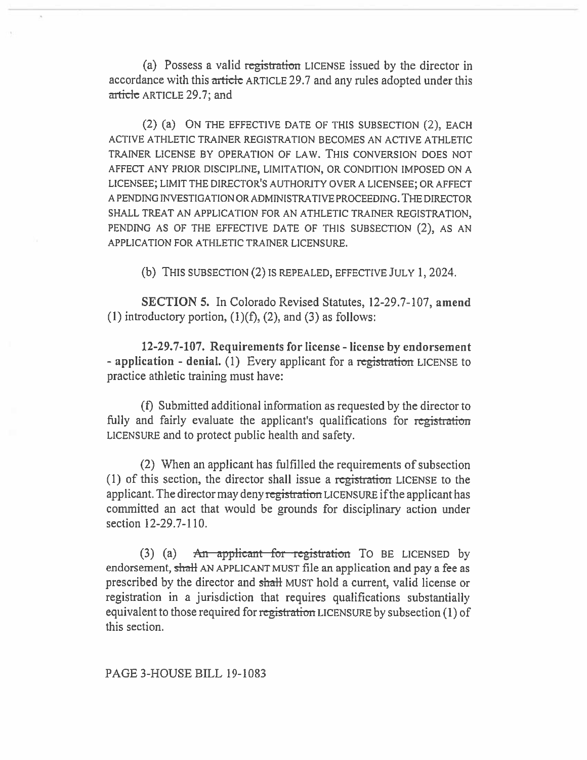(a) Possess a valid ~~registration~~ LICENSE issued by the director in accordance with this ~~article~~ ARTICLE 29.7 and any rules adopted under this ~~article~~ ARTICLE 29.7; and

(2) (a) ON THE EFFECTIVE DATE OF THIS SUBSECTION (2), EACH ACTIVE ATHLETIC TRAINER REGISTRATION BECOMES AN ACTIVE ATHLETIC TRAINER LICENSE BY OPERATION OF LAW. THIS CONVERSION DOES NOT AFFECT ANY PRIOR DISCIPLINE, LIMITATION, OR CONDITION IMPOSED ON A LICENSEE; LIMIT THE DIRECTOR'S AUTHORITY OVER A LICENSEE; OR AFFECT A PENDING INVESTIGATION OR ADMINISTRATIVE PROCEEDING. THE DIRECTOR SHALL TREAT AN APPLICATION FOR AN ATHLETIC TRAINER REGISTRATION, PENDING AS OF THE EFFECTIVE DATE OF THIS SUBSECTION (2), AS AN APPLICATION FOR ATHLETIC TRAINER LICENSURE.

(b) THIS SUBSECTION (2) IS REPEALED, EFFECTIVE JULY 1, 2024.

**SECTION 5.** In Colorado Revised Statutes, 12-29.7-107, **amend** (1) introductory portion, (1)(f), (2), and (3) as follows:

**12-29.7-107. Requirements for license - license by endorsement - application - denial.** (1) Every applicant for a ~~registration~~ LICENSE to practice athletic training must have:

(f) Submitted additional information as requested by the director to fully and fairly evaluate the applicant's qualifications for ~~registration~~ LICENSURE and to protect public health and safety.

(2) When an applicant has fulfilled the requirements of subsection (1) of this section, the director shall issue a ~~registration~~ LICENSE to the applicant. The director may deny ~~registration~~ LICENSURE if the applicant has committed an act that would be grounds for disciplinary action under section 12-29.7-110.

(3) (a) ~~An applicant for registration~~ TO BE LICENSED by endorsement, ~~shall~~ AN APPLICANT MUST file an application and pay a fee as prescribed by the director and ~~shall~~ MUST hold a current, valid license or registration in a jurisdiction that requires qualifications substantially equivalent to those required for ~~registration~~ LICENSURE by subsection (1) of this section.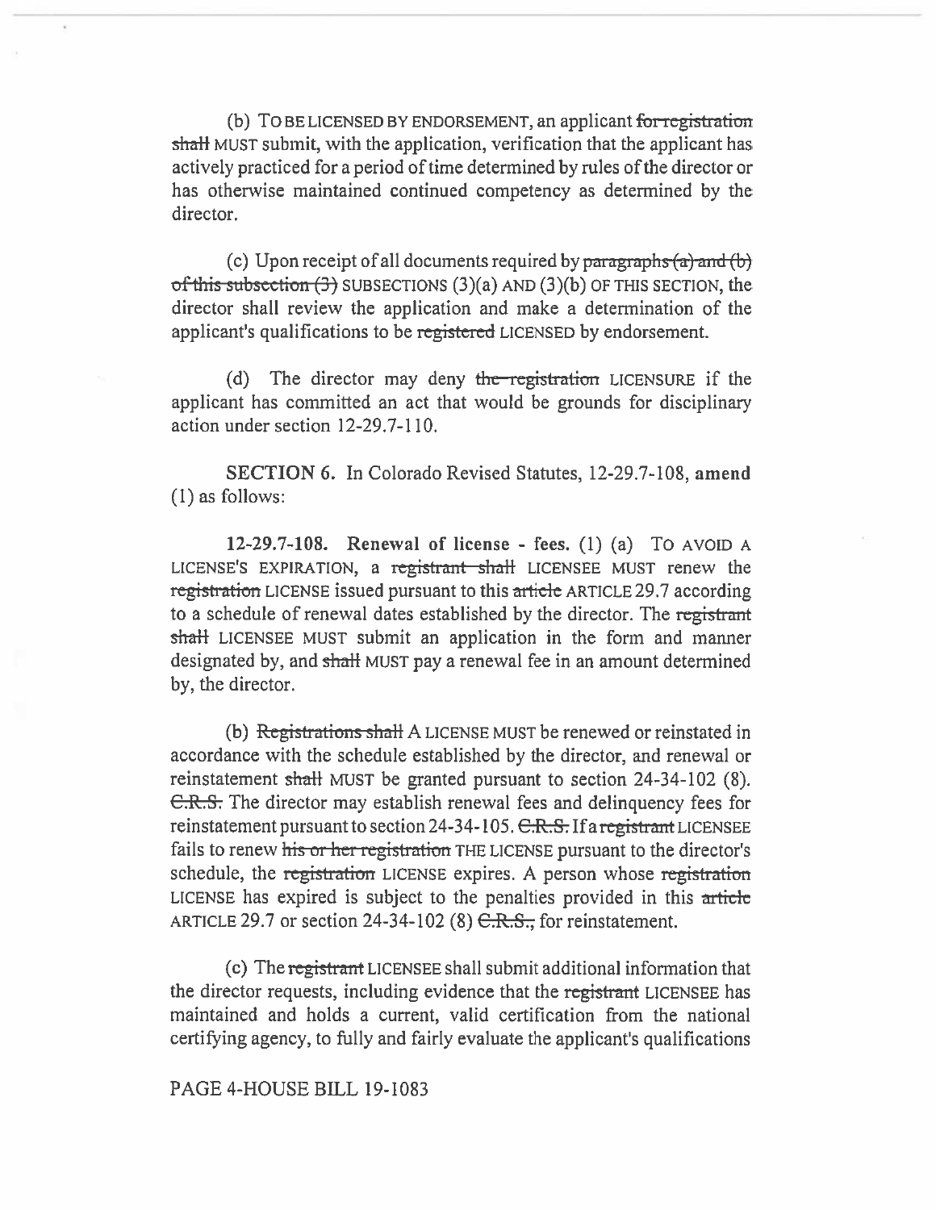(b) TO BE LICENSED BY ENDORSEMENT, an applicant ~~for registration shall~~ MUST submit, with the application, verification that the applicant has actively practiced for a period of time determined by rules of the director or has otherwise maintained continued competency as determined by the director.

(c) Upon receipt of all documents required by ~~paragraphs (a) and (b) of this subsection (3)~~ SUBSECTIONS (3)(a) AND (3)(b) OF THIS SECTION, the director shall review the application and make a determination of the applicant's qualifications to be ~~registered~~ LICENSED by endorsement.

(d) The director may deny ~~the registration~~ LICENSURE if the applicant has committed an act that would be grounds for disciplinary action under section 12-29.7-110.

**SECTION 6.** In Colorado Revised Statutes, 12-29.7-108, **amend** (1) as follows:

**12-29.7-108. Renewal of license - fees.** (1) (a) TO AVOID A LICENSE'S EXPIRATION, a ~~registrant shall~~ LICENSEE MUST renew the ~~registration~~ LICENSE issued pursuant to this ~~article~~ ARTICLE 29.7 according to a schedule of renewal dates established by the director. The ~~registrant shall~~ LICENSEE MUST submit an application in the form and manner designated by, and ~~shall~~ MUST pay a renewal fee in an amount determined by, the director.

(b) ~~Registrations shall~~ A LICENSE MUST be renewed or reinstated in accordance with the schedule established by the director, and renewal or reinstatement ~~shall~~ MUST be granted pursuant to section 24-34-102 (8). ~~C.R.S.~~ The director may establish renewal fees and delinquency fees for reinstatement pursuant to section 24-34-105. ~~C.R.S.~~ If a ~~registrant~~ LICENSEE fails to renew ~~his or her registration~~ THE LICENSE pursuant to the director's schedule, the ~~registration~~ LICENSE expires. A person whose ~~registration~~ LICENSE has expired is subject to the penalties provided in this ~~article~~ ARTICLE 29.7 or section 24-34-102 (8) ~~C.R.S.,~~ for reinstatement.

(c) The ~~registrant~~ LICENSEE shall submit additional information that the director requests, including evidence that the ~~registrant~~ LICENSEE has maintained and holds a current, valid certification from the national certifying agency, to fully and fairly evaluate the applicant's qualifications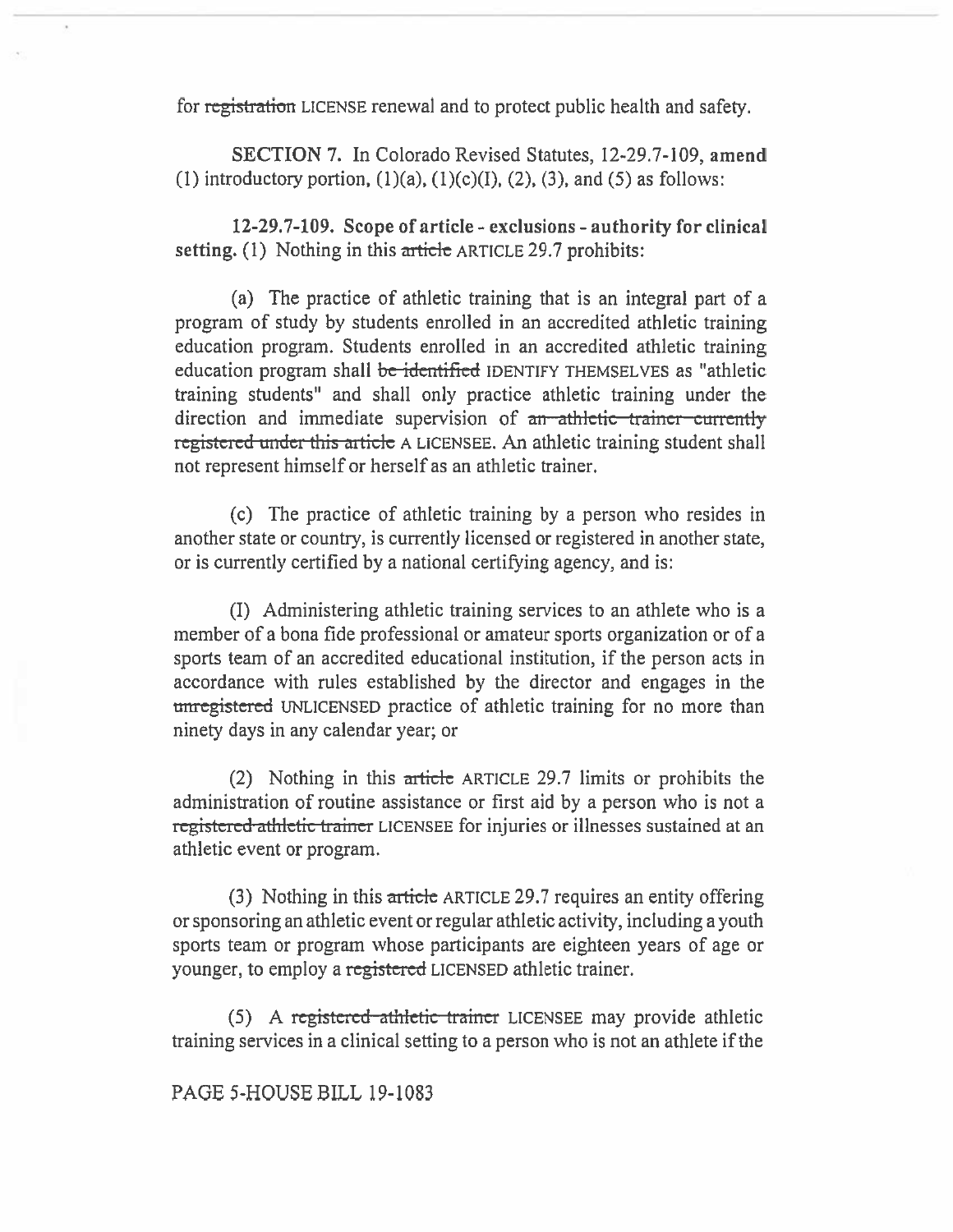for ~~registration~~ LICENSE renewal and to protect public health and safety.

**SECTION 7.** In Colorado Revised Statutes, 12-29.7-109, **amend** (1) introductory portion, (1)(a), (1)(c)(I), (2), (3), and (5) as follows:

**12-29.7-109. Scope of article - exclusions - authority for clinical setting.** (1) Nothing in this ~~article~~ ARTICLE 29.7 prohibits:

(a) The practice of athletic training that is an integral part of a program of study by students enrolled in an accredited athletic training education program. Students enrolled in an accredited athletic training education program shall ~~be identified~~ IDENTIFY THEMSELVES as "athletic training students" and shall only practice athletic training under the direction and immediate supervision of ~~an athletic trainer currently registered under this article~~ A LICENSEE. An athletic training student shall not represent himself or herself as an athletic trainer.

(c) The practice of athletic training by a person who resides in another state or country, is currently licensed or registered in another state, or is currently certified by a national certifying agency, and is:

(I) Administering athletic training services to an athlete who is a member of a bona fide professional or amateur sports organization or of a sports team of an accredited educational institution, if the person acts in accordance with rules established by the director and engages in the ~~unregistered~~ UNLICENSED practice of athletic training for no more than ninety days in any calendar year; or

(2) Nothing in this ~~article~~ ARTICLE 29.7 limits or prohibits the administration of routine assistance or first aid by a person who is not a ~~registered athletic trainer~~ LICENSEE for injuries or illnesses sustained at an athletic event or program.

(3) Nothing in this ~~article~~ ARTICLE 29.7 requires an entity offering or sponsoring an athletic event or regular athletic activity, including a youth sports team or program whose participants are eighteen years of age or younger, to employ a ~~registered~~ LICENSED athletic trainer.

(5) A ~~registered athletic trainer~~ LICENSEE may provide athletic training services in a clinical setting to a person who is not an athlete if the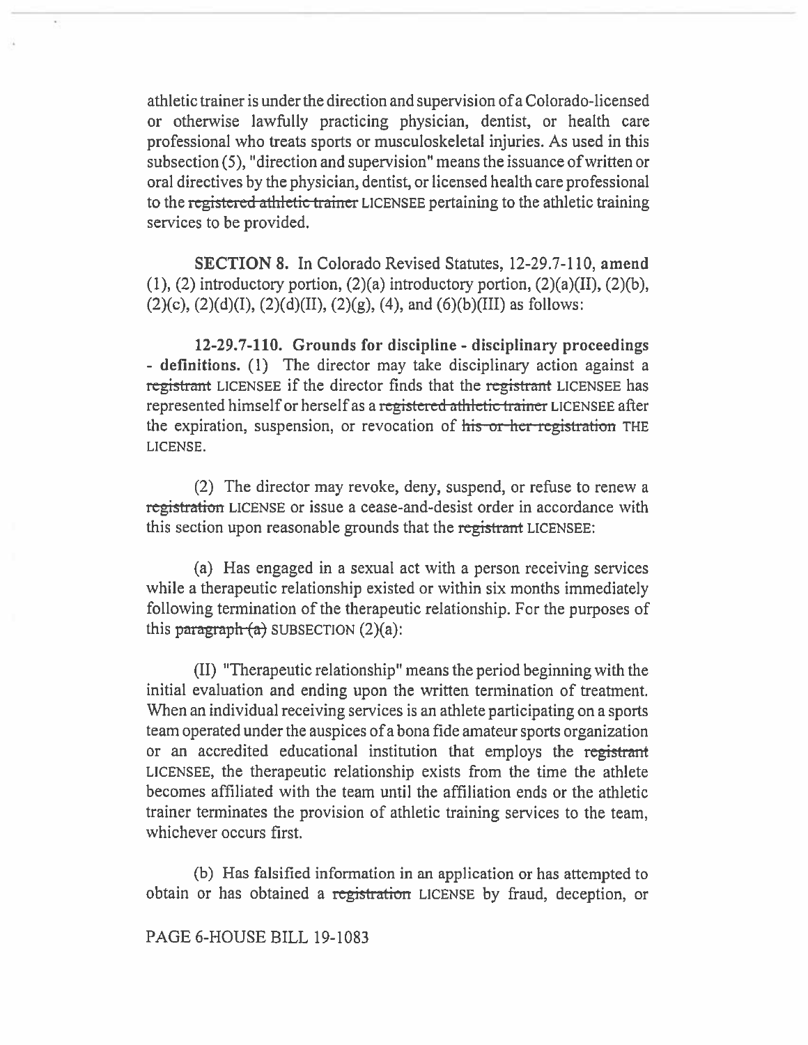athletic trainer is under the direction and supervision of a Colorado-licensed or otherwise lawfully practicing physician, dentist, or health care professional who treats sports or musculoskeletal injuries. As used in this subsection (5), "direction and supervision" means the issuance of written or oral directives by the physician, dentist, or licensed health care professional to the ~~registered athletic trainer~~ LICENSEE pertaining to the athletic training services to be provided.

**SECTION 8.** In Colorado Revised Statutes, 12-29.7-110, **amend** (1), (2) introductory portion, (2)(a) introductory portion, (2)(a)(II), (2)(b), (2)(c), (2)(d)(I), (2)(d)(II), (2)(g), (4), and (6)(b)(III) as follows:

**12-29.7-110. Grounds for discipline - disciplinary proceedings - definitions.** (1) The director may take disciplinary action against a ~~registrant~~ LICENSEE if the director finds that the ~~registrant~~ LICENSEE has represented himself or herself as a ~~registered athletic trainer~~ LICENSEE after the expiration, suspension, or revocation of ~~his or her registration~~ THE LICENSE.

(2) The director may revoke, deny, suspend, or refuse to renew a ~~registration~~ LICENSE or issue a cease-and-desist order in accordance with this section upon reasonable grounds that the ~~registrant~~ LICENSEE:

(a) Has engaged in a sexual act with a person receiving services while a therapeutic relationship existed or within six months immediately following termination of the therapeutic relationship. For the purposes of this ~~paragraph (a)~~ SUBSECTION (2)(a):

(II) "Therapeutic relationship" means the period beginning with the initial evaluation and ending upon the written termination of treatment. When an individual receiving services is an athlete participating on a sports team operated under the auspices of a bona fide amateur sports organization or an accredited educational institution that employs the ~~registrant~~ LICENSEE, the therapeutic relationship exists from the time the athlete becomes affiliated with the team until the affiliation ends or the athletic trainer terminates the provision of athletic training services to the team, whichever occurs first.

(b) Has falsified information in an application or has attempted to obtain or has obtained a ~~registration~~ LICENSE by fraud, deception, or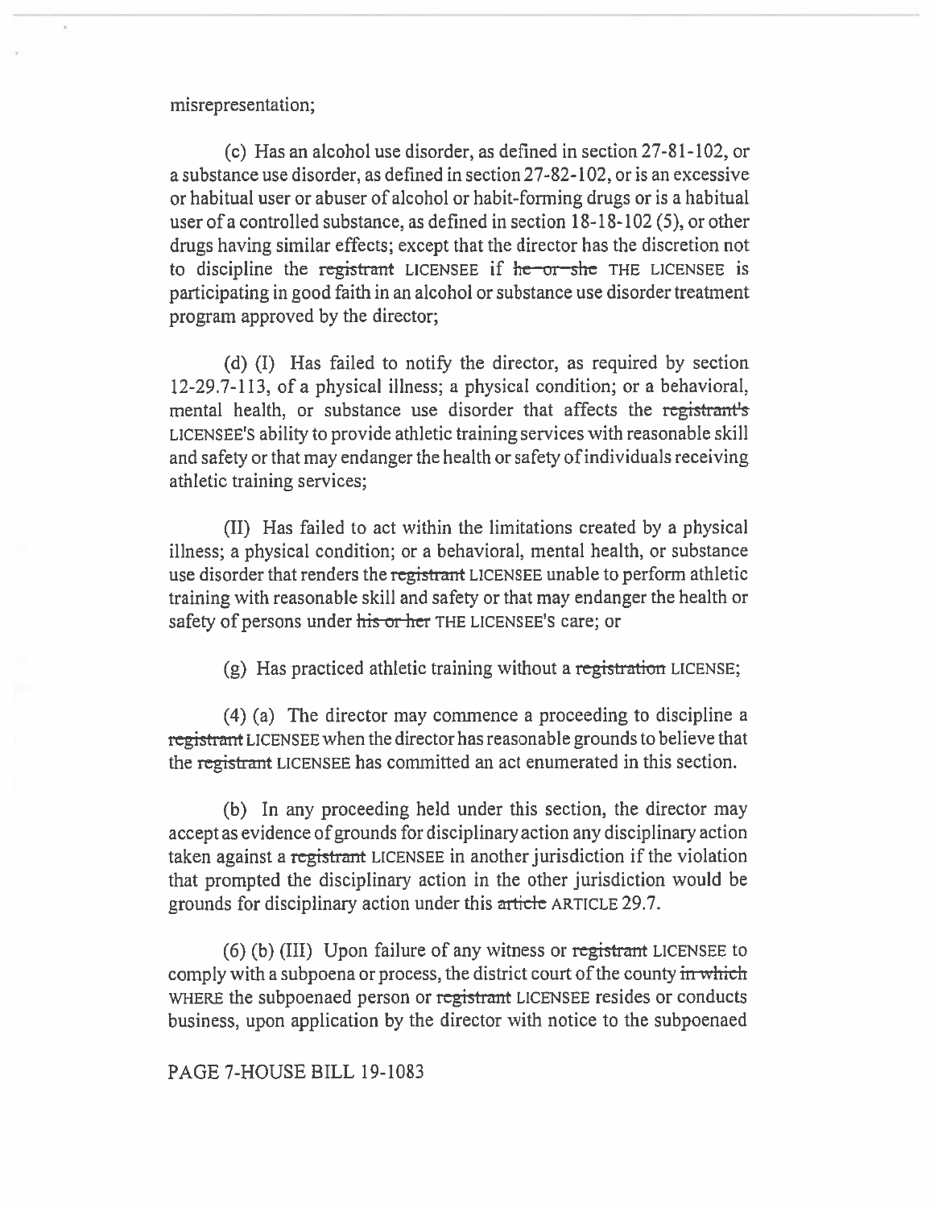misrepresentation;

(c) Has an alcohol use disorder, as defined in section 27-81-102, or a substance use disorder, as defined in section 27-82-102, or is an excessive or habitual user or abuser of alcohol or habit-forming drugs or is a habitual user of a controlled substance, as defined in section 18-18-102 (5), or other drugs having similar effects; except that the director has the discretion not to discipline the ~~registrant~~ LICENSEE if ~~he or she~~ THE LICENSEE is participating in good faith in an alcohol or substance use disorder treatment program approved by the director;

(d) (I) Has failed to notify the director, as required by section 12-29.7-113, of a physical illness; a physical condition; or a behavioral, mental health, or substance use disorder that affects the ~~registrant's~~ LICENSEE'S ability to provide athletic training services with reasonable skill and safety or that may endanger the health or safety of individuals receiving athletic training services;

(II) Has failed to act within the limitations created by a physical illness; a physical condition; or a behavioral, mental health, or substance use disorder that renders the ~~registrant~~ LICENSEE unable to perform athletic training with reasonable skill and safety or that may endanger the health or safety of persons under ~~his or her~~ THE LICENSEE'S care; or

(g) Has practiced athletic training without a ~~registration~~ LICENSE;

(4) (a) The director may commence a proceeding to discipline a ~~registrant~~ LICENSEE when the director has reasonable grounds to believe that the ~~registrant~~ LICENSEE has committed an act enumerated in this section.

(b) In any proceeding held under this section, the director may accept as evidence of grounds for disciplinary action any disciplinary action taken against a ~~registrant~~ LICENSEE in another jurisdiction if the violation that prompted the disciplinary action in the other jurisdiction would be grounds for disciplinary action under this ~~article~~ ARTICLE 29.7.

(6) (b) (III) Upon failure of any witness or ~~registrant~~ LICENSEE to comply with a subpoena or process, the district court of the county ~~in which~~ WHERE the subpoenaed person or ~~registrant~~ LICENSEE resides or conducts business, upon application by the director with notice to the subpoenaed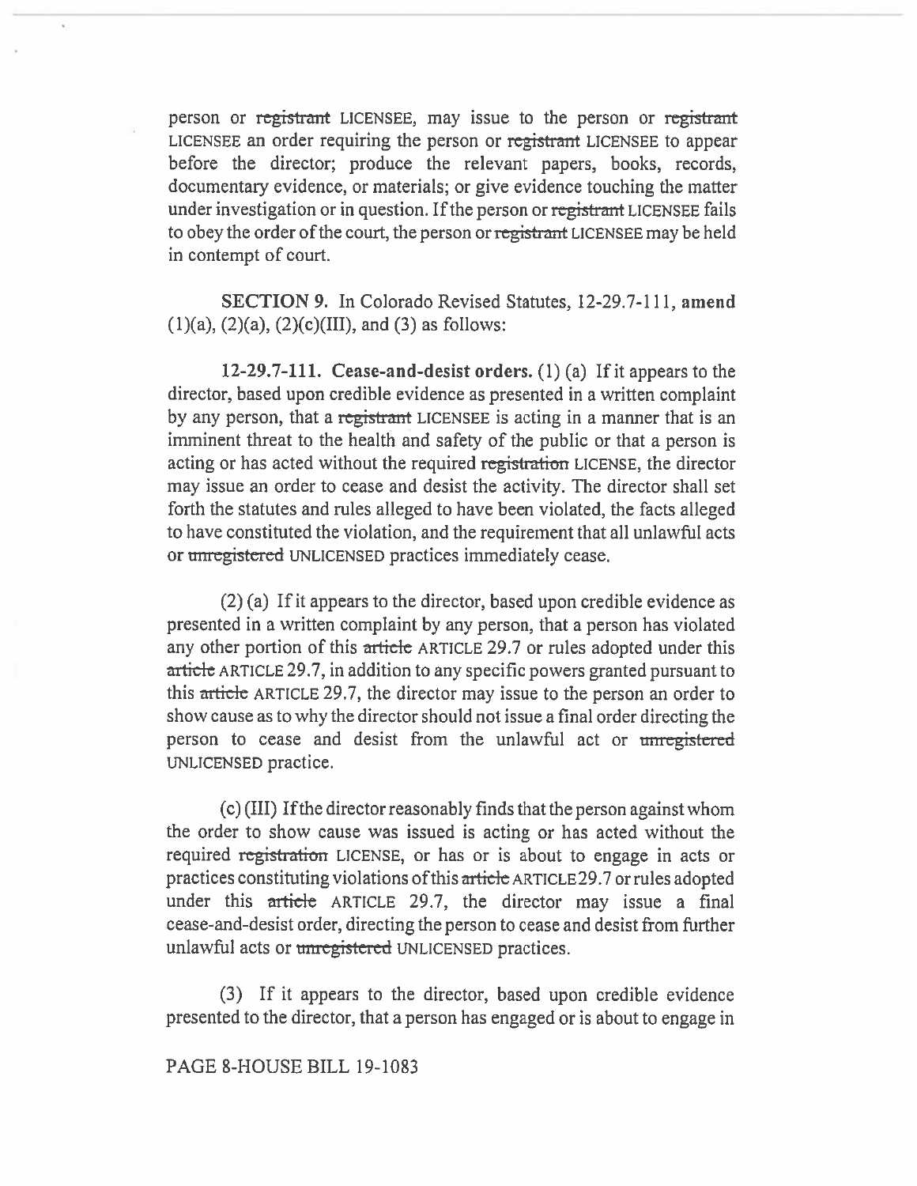person or ~~registrant~~ LICENSEE, may issue to the person or ~~registrant~~ LICENSEE an order requiring the person or ~~registrant~~ LICENSEE to appear before the director; produce the relevant papers, books, records, documentary evidence, or materials; or give evidence touching the matter under investigation or in question. If the person or ~~registrant~~ LICENSEE fails to obey the order of the court, the person or ~~registrant~~ LICENSEE may be held in contempt of court.

**SECTION 9.** In Colorado Revised Statutes, 12-29.7-111, **amend** (1)(a), (2)(a), (2)(c)(III), and (3) as follows:

**12-29.7-111. Cease-and-desist orders.** (1) (a) If it appears to the director, based upon credible evidence as presented in a written complaint by any person, that a ~~registrant~~ LICENSEE is acting in a manner that is an imminent threat to the health and safety of the public or that a person is acting or has acted without the required ~~registration~~ LICENSE, the director may issue an order to cease and desist the activity. The director shall set forth the statutes and rules alleged to have been violated, the facts alleged to have constituted the violation, and the requirement that all unlawful acts or ~~unregistered~~ UNLICENSED practices immediately cease.

(2) (a) If it appears to the director, based upon credible evidence as presented in a written complaint by any person, that a person has violated any other portion of this ~~article~~ ARTICLE 29.7 or rules adopted under this ~~article~~ ARTICLE 29.7, in addition to any specific powers granted pursuant to this ~~article~~ ARTICLE 29.7, the director may issue to the person an order to show cause as to why the director should not issue a final order directing the person to cease and desist from the unlawful act or ~~unregistered~~ UNLICENSED practice.

(c) (III) If the director reasonably finds that the person against whom the order to show cause was issued is acting or has acted without the required ~~registration~~ LICENSE, or has or is about to engage in acts or practices constituting violations of this ~~article~~ ARTICLE 29.7 or rules adopted under this ~~article~~ ARTICLE 29.7, the director may issue a final cease-and-desist order, directing the person to cease and desist from further unlawful acts or ~~unregistered~~ UNLICENSED practices.

(3) If it appears to the director, based upon credible evidence presented to the director, that a person has engaged or is about to engage in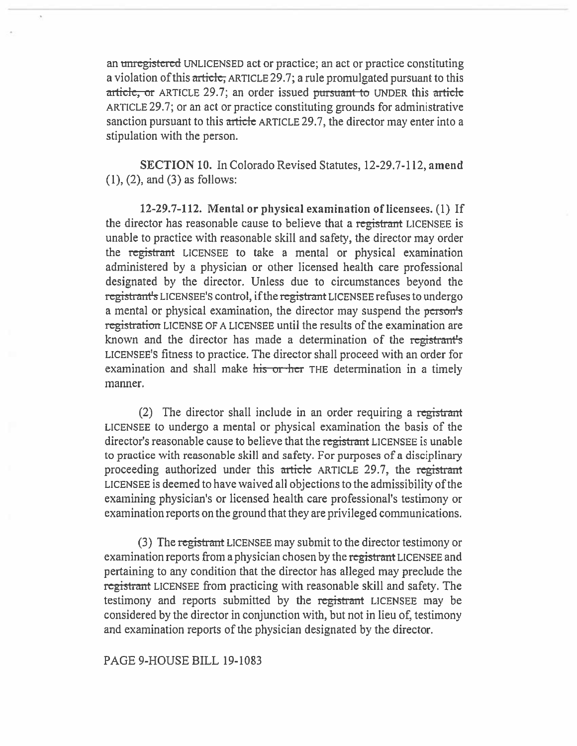an ~~unregistered~~ UNLICENSED act or practice; an act or practice constituting a violation of this ~~article,~~ ARTICLE 29.7; a rule promulgated pursuant to this ~~article, or~~ ARTICLE 29.7; an order issued ~~pursuant to~~ UNDER this ~~article~~ ARTICLE 29.7; or an act or practice constituting grounds for administrative sanction pursuant to this ~~article~~ ARTICLE 29.7, the director may enter into a stipulation with the person.

**SECTION 10.** In Colorado Revised Statutes, 12-29.7-112, **amend** (1), (2), and (3) as follows:

**12-29.7-112. Mental or physical examination of licensees.** (1) If the director has reasonable cause to believe that a ~~registrant~~ LICENSEE is unable to practice with reasonable skill and safety, the director may order the ~~registrant~~ LICENSEE to take a mental or physical examination administered by a physician or other licensed health care professional designated by the director. Unless due to circumstances beyond the ~~registrant's~~ LICENSEE'S control, if the ~~registrant~~ LICENSEE refuses to undergo a mental or physical examination, the director may suspend the ~~person's registration~~ LICENSE OF A LICENSEE until the results of the examination are known and the director has made a determination of the ~~registrant's~~ LICENSEE'S fitness to practice. The director shall proceed with an order for examination and shall make ~~his or her~~ THE determination in a timely manner.

(2) The director shall include in an order requiring a ~~registrant~~ LICENSEE to undergo a mental or physical examination the basis of the director's reasonable cause to believe that the ~~registrant~~ LICENSEE is unable to practice with reasonable skill and safety. For purposes of a disciplinary proceeding authorized under this ~~article~~ ARTICLE 29.7, the ~~registrant~~ LICENSEE is deemed to have waived all objections to the admissibility of the examining physician's or licensed health care professional's testimony or examination reports on the ground that they are privileged communications.

(3) The ~~registrant~~ LICENSEE may submit to the director testimony or examination reports from a physician chosen by the ~~registrant~~ LICENSEE and pertaining to any condition that the director has alleged may preclude the ~~registrant~~ LICENSEE from practicing with reasonable skill and safety. The testimony and reports submitted by the ~~registrant~~ LICENSEE may be considered by the director in conjunction with, but not in lieu of, testimony and examination reports of the physician designated by the director.

PAGE 9-HOUSE BILL 19-1083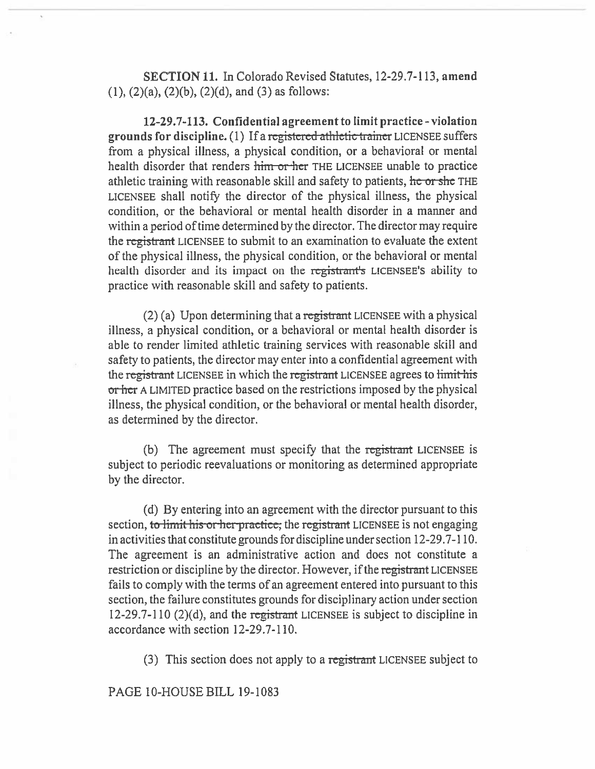**SECTION 11.** In Colorado Revised Statutes, 12-29.7-113, **amend** (1), (2)(a), (2)(b), (2)(d), and (3) as follows:

**12-29.7-113. Confidential agreement to limit practice - violation grounds for discipline.** (1) If a ~~registered athletic trainer~~ LICENSEE suffers from a physical illness, a physical condition, or a behavioral or mental health disorder that renders ~~him or her~~ THE LICENSEE unable to practice athletic training with reasonable skill and safety to patients, ~~he or she~~ THE LICENSEE shall notify the director of the physical illness, the physical condition, or the behavioral or mental health disorder in a manner and within a period of time determined by the director. The director may require the ~~registrant~~ LICENSEE to submit to an examination to evaluate the extent of the physical illness, the physical condition, or the behavioral or mental health disorder and its impact on the ~~registrant's~~ LICENSEE'S ability to practice with reasonable skill and safety to patients.

(2) (a) Upon determining that a ~~registrant~~ LICENSEE with a physical illness, a physical condition, or a behavioral or mental health disorder is able to render limited athletic training services with reasonable skill and safety to patients, the director may enter into a confidential agreement with the ~~registrant~~ LICENSEE in which the ~~registrant~~ LICENSEE agrees to ~~limit his or her~~ A LIMITED practice based on the restrictions imposed by the physical illness, the physical condition, or the behavioral or mental health disorder, as determined by the director.

(b) The agreement must specify that the ~~registrant~~ LICENSEE is subject to periodic reevaluations or monitoring as determined appropriate by the director.

(d) By entering into an agreement with the director pursuant to this section, ~~to limit his or her practice,~~ the ~~registrant~~ LICENSEE is not engaging in activities that constitute grounds for discipline under section 12-29.7-110. The agreement is an administrative action and does not constitute a restriction or discipline by the director. However, if the ~~registrant~~ LICENSEE fails to comply with the terms of an agreement entered into pursuant to this section, the failure constitutes grounds for disciplinary action under section 12-29.7-110 (2)(d), and the ~~registrant~~ LICENSEE is subject to discipline in accordance with section 12-29.7-110.

(3) This section does not apply to a ~~registrant~~ LICENSEE subject to

PAGE 10-HOUSE BILL 19-1083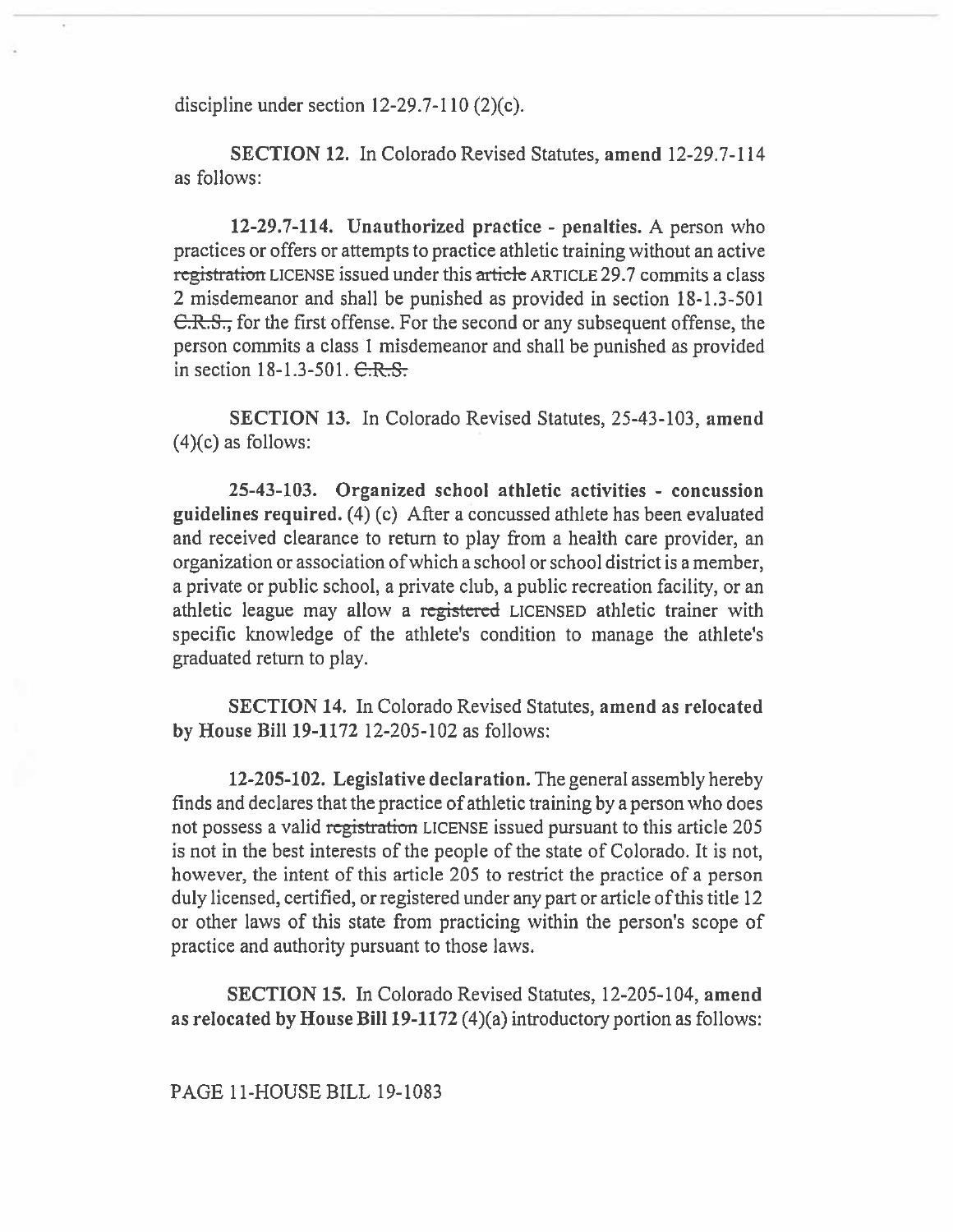discipline under section 12-29.7-110 (2)(c).

**SECTION 12.** In Colorado Revised Statutes, **amend** 12-29.7-114 as follows:

**12-29.7-114. Unauthorized practice - penalties.** A person who practices or offers or attempts to practice athletic training without an active ~~registration~~ LICENSE issued under this ~~article~~ ARTICLE 29.7 commits a class 2 misdemeanor and shall be punished as provided in section 18-1.3-501 ~~C.R.S.,~~ for the first offense. For the second or any subsequent offense, the person commits a class 1 misdemeanor and shall be punished as provided in section 18-1.3-501. ~~C.R.S.~~

**SECTION 13.** In Colorado Revised Statutes, 25-43-103, **amend** (4)(c) as follows:

**25-43-103. Organized school athletic activities - concussion guidelines required.** (4) (c) After a concussed athlete has been evaluated and received clearance to return to play from a health care provider, an organization or association of which a school or school district is a member, a private or public school, a private club, a public recreation facility, or an athletic league may allow a ~~registered~~ LICENSED athletic trainer with specific knowledge of the athlete's condition to manage the athlete's graduated return to play.

**SECTION 14.** In Colorado Revised Statutes, **amend as relocated by House Bill 19-1172** 12-205-102 as follows:

**12-205-102. Legislative declaration.** The general assembly hereby finds and declares that the practice of athletic training by a person who does not possess a valid ~~registration~~ LICENSE issued pursuant to this article 205 is not in the best interests of the people of the state of Colorado. It is not, however, the intent of this article 205 to restrict the practice of a person duly licensed, certified, or registered under any part or article of this title 12 or other laws of this state from practicing within the person's scope of practice and authority pursuant to those laws.

**SECTION 15.** In Colorado Revised Statutes, 12-205-104, **amend as relocated by House Bill 19-1172** (4)(a) introductory portion as follows: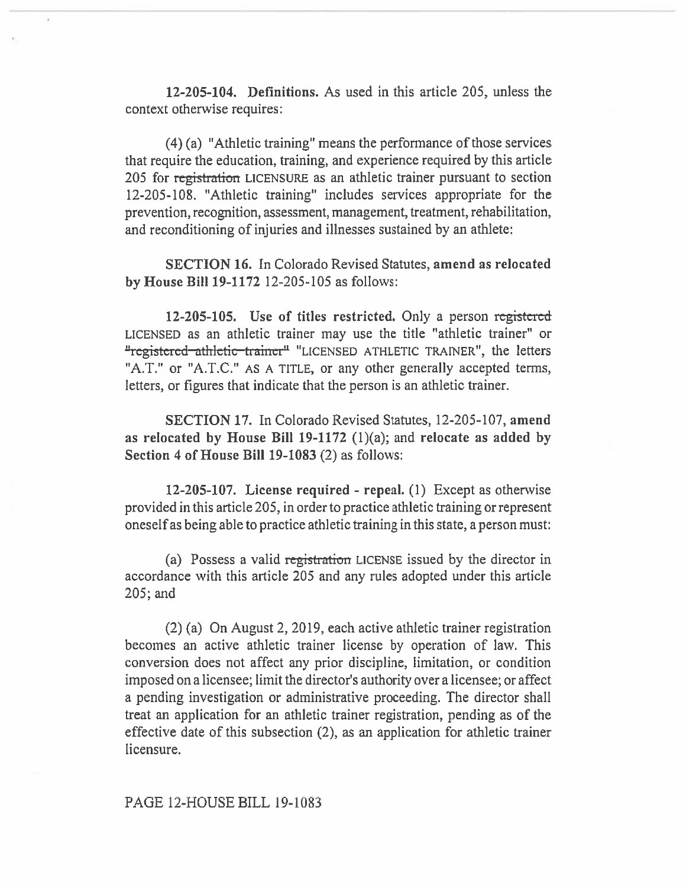**12-205-104. Definitions.** As used in this article 205, unless the context otherwise requires:

(4) (a) "Athletic training" means the performance of those services that require the education, training, and experience required by this article 205 for ~~registration~~ LICENSURE as an athletic trainer pursuant to section 12-205-108. "Athletic training" includes services appropriate for the prevention, recognition, assessment, management, treatment, rehabilitation, and reconditioning of injuries and illnesses sustained by an athlete:

**SECTION 16.** In Colorado Revised Statutes, **amend as relocated by House Bill 19-1172** 12-205-105 as follows:

**12-205-105. Use of titles restricted.** Only a person ~~registered~~ LICENSED as an athletic trainer may use the title "athletic trainer" or ~~"registered athletic trainer"~~ "LICENSED ATHLETIC TRAINER", the letters "A.T." or "A.T.C." AS A TITLE, or any other generally accepted terms, letters, or figures that indicate that the person is an athletic trainer.

**SECTION 17.** In Colorado Revised Statutes, 12-205-107, **amend as relocated by House Bill 19-1172** (1)(a); and **relocate as added by Section 4 of House Bill 19-1083** (2) as follows:

**12-205-107. License required - repeal.** (1) Except as otherwise provided in this article 205, in order to practice athletic training or represent oneself as being able to practice athletic training in this state, a person must:

(a) Possess a valid ~~registration~~ LICENSE issued by the director in accordance with this article 205 and any rules adopted under this article 205; and

(2) (a) On August 2, 2019, each active athletic trainer registration becomes an active athletic trainer license by operation of law. This conversion does not affect any prior discipline, limitation, or condition imposed on a licensee; limit the director's authority over a licensee; or affect a pending investigation or administrative proceeding. The director shall treat an application for an athletic trainer registration, pending as of the effective date of this subsection (2), as an application for athletic trainer licensure.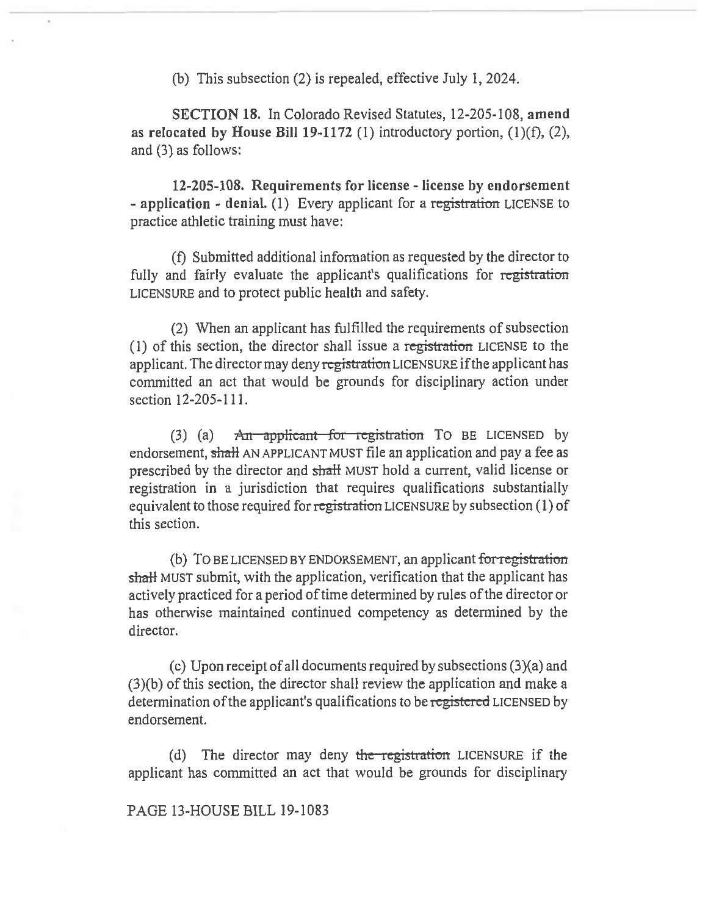(b) This subsection (2) is repealed, effective July 1, 2024.

**SECTION 18.** In Colorado Revised Statutes, 12-205-108, **amend as relocated by House Bill 19-1172** (1) introductory portion, (1)(f), (2), and (3) as follows:

**12-205-108. Requirements for license - license by endorsement - application - denial.** (1) Every applicant for a ~~registration~~ LICENSE to practice athletic training must have:

(f) Submitted additional information as requested by the director to fully and fairly evaluate the applicant's qualifications for ~~registration~~ LICENSURE and to protect public health and safety.

(2) When an applicant has fulfilled the requirements of subsection (1) of this section, the director shall issue a ~~registration~~ LICENSE to the applicant. The director may deny ~~registration~~ LICENSURE if the applicant has committed an act that would be grounds for disciplinary action under section 12-205-111.

(3) (a) ~~An applicant for registration~~ TO BE LICENSED by endorsement, ~~shall~~ AN APPLICANT MUST file an application and pay a fee as prescribed by the director and ~~shall~~ MUST hold a current, valid license or registration in a jurisdiction that requires qualifications substantially equivalent to those required for ~~registration~~ LICENSURE by subsection (1) of this section.

(b) TO BE LICENSED BY ENDORSEMENT, an applicant ~~for registration shall~~ MUST submit, with the application, verification that the applicant has actively practiced for a period of time determined by rules of the director or has otherwise maintained continued competency as determined by the director.

(c) Upon receipt of all documents required by subsections (3)(a) and (3)(b) of this section, the director shall review the application and make a determination of the applicant's qualifications to be ~~registered~~ LICENSED by endorsement.

(d) The director may deny ~~the registration~~ LICENSURE if the applicant has committed an act that would be grounds for disciplinary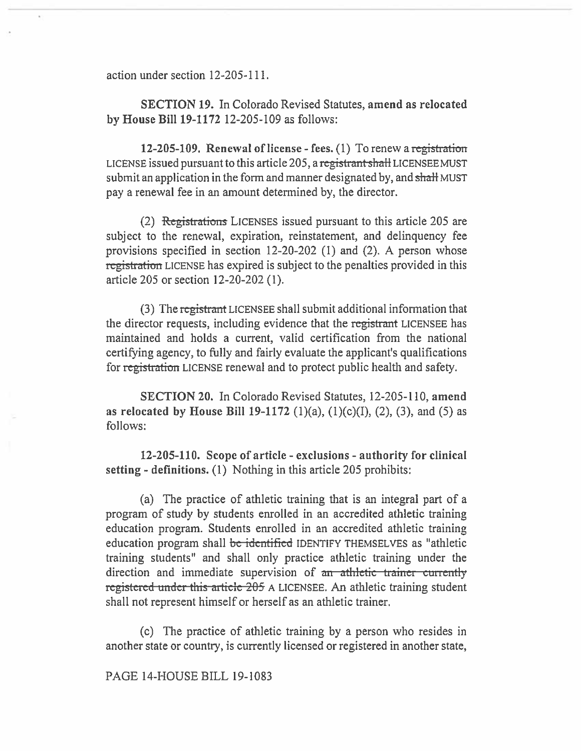action under section 12-205-111.

**SECTION 19.** In Colorado Revised Statutes, **amend as relocated by House Bill 19-1172** 12-205-109 as follows:

**12-205-109. Renewal of license - fees.** (1) To renew a ~~registration~~ LICENSE issued pursuant to this article 205, a ~~registrant shall~~ LICENSEE MUST submit an application in the form and manner designated by, and ~~shall~~ MUST pay a renewal fee in an amount determined by, the director.

(2) ~~Registrations~~ LICENSES issued pursuant to this article 205 are subject to the renewal, expiration, reinstatement, and delinquency fee provisions specified in section 12-20-202 (1) and (2). A person whose ~~registration~~ LICENSE has expired is subject to the penalties provided in this article 205 or section 12-20-202 (1).

(3) The ~~registrant~~ LICENSEE shall submit additional information that the director requests, including evidence that the ~~registrant~~ LICENSEE has maintained and holds a current, valid certification from the national certifying agency, to fully and fairly evaluate the applicant's qualifications for ~~registration~~ LICENSE renewal and to protect public health and safety.

**SECTION 20.** In Colorado Revised Statutes, 12-205-110, **amend as relocated by House Bill 19-1172** (1)(a), (1)(c)(I), (2), (3), and (5) as follows:

**12-205-110. Scope of article - exclusions - authority for clinical setting - definitions.** (1) Nothing in this article 205 prohibits:

(a) The practice of athletic training that is an integral part of a program of study by students enrolled in an accredited athletic training education program. Students enrolled in an accredited athletic training education program shall ~~be identified~~ IDENTIFY THEMSELVES as "athletic training students" and shall only practice athletic training under the direction and immediate supervision of ~~an athletic trainer currently registered under this article 205~~ A LICENSEE. An athletic training student shall not represent himself or herself as an athletic trainer.

(c) The practice of athletic training by a person who resides in another state or country, is currently licensed or registered in another state,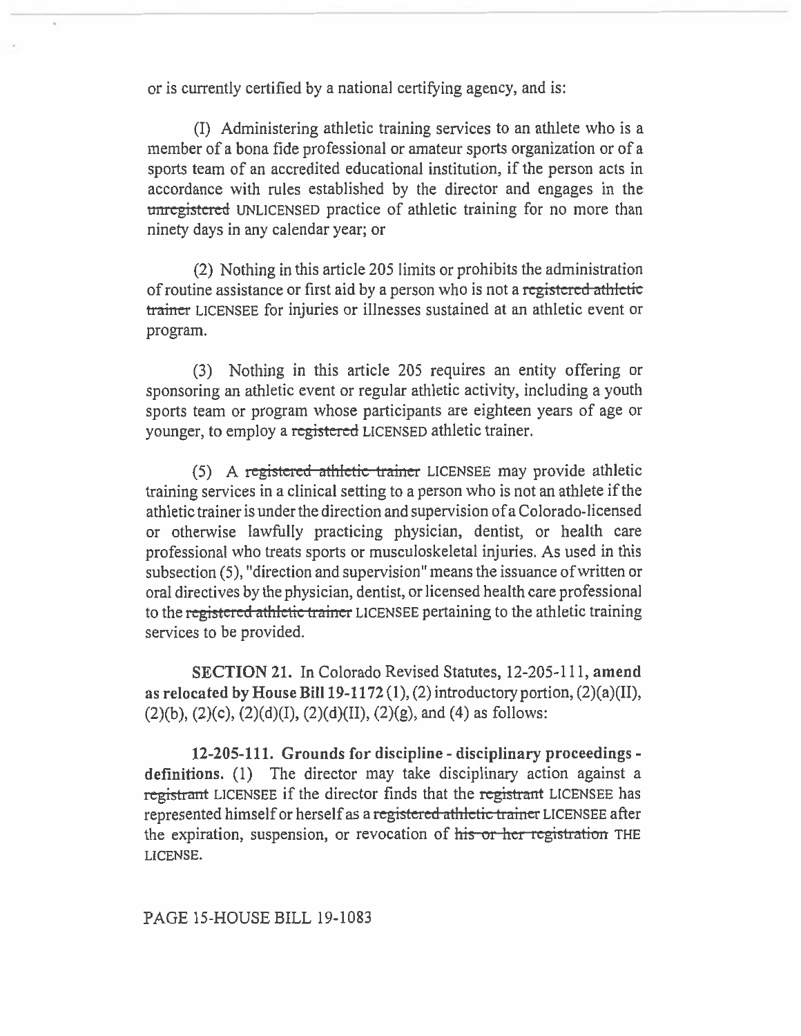or is currently certified by a national certifying agency, and is:

(I) Administering athletic training services to an athlete who is a member of a bona fide professional or amateur sports organization or of a sports team of an accredited educational institution, if the person acts in accordance with rules established by the director and engages in the ~~unregistered~~ UNLICENSED practice of athletic training for no more than ninety days in any calendar year; or

(2) Nothing in this article 205 limits or prohibits the administration of routine assistance or first aid by a person who is not a ~~registered athletic trainer~~ LICENSEE for injuries or illnesses sustained at an athletic event or program.

(3) Nothing in this article 205 requires an entity offering or sponsoring an athletic event or regular athletic activity, including a youth sports team or program whose participants are eighteen years of age or younger, to employ a ~~registered~~ LICENSED athletic trainer.

(5) A ~~registered athletic trainer~~ LICENSEE may provide athletic training services in a clinical setting to a person who is not an athlete if the athletic trainer is under the direction and supervision of a Colorado-licensed or otherwise lawfully practicing physician, dentist, or health care professional who treats sports or musculoskeletal injuries. As used in this subsection (5), "direction and supervision" means the issuance of written or oral directives by the physician, dentist, or licensed health care professional to the ~~registered athletic trainer~~ LICENSEE pertaining to the athletic training services to be provided.

**SECTION 21.** In Colorado Revised Statutes, 12-205-111, **amend as relocated by House Bill 19-1172** (1), (2) introductory portion, (2)(a)(II), (2)(b), (2)(c), (2)(d)(I), (2)(d)(II), (2)(g), and (4) as follows:

**12-205-111. Grounds for discipline - disciplinary proceedings - definitions.** (1) The director may take disciplinary action against a ~~registrant~~ LICENSEE if the director finds that the ~~registrant~~ LICENSEE has represented himself or herself as a ~~registered athletic trainer~~ LICENSEE after the expiration, suspension, or revocation of ~~his or her registration~~ THE LICENSE.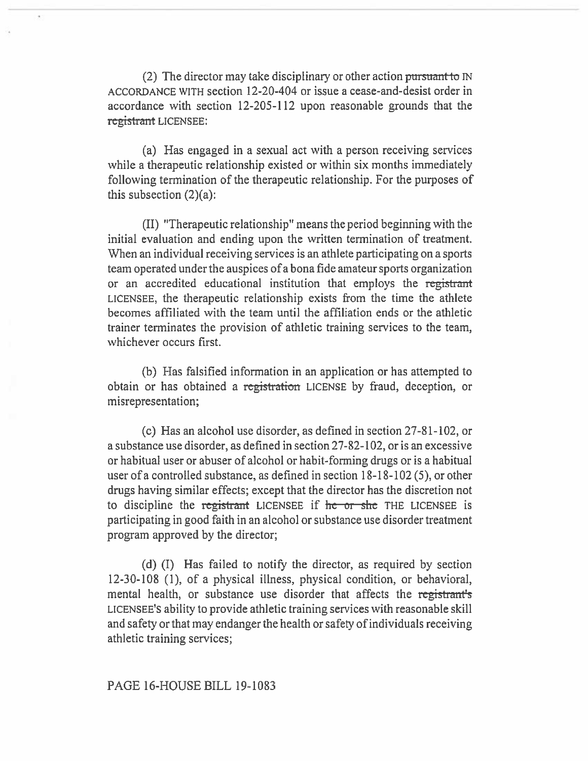(2) The director may take disciplinary or other action ~~pursuant to~~ IN ACCORDANCE WITH section 12-20-404 or issue a cease-and-desist order in accordance with section 12-205-112 upon reasonable grounds that the ~~registrant~~ LICENSEE:

(a) Has engaged in a sexual act with a person receiving services while a therapeutic relationship existed or within six months immediately following termination of the therapeutic relationship. For the purposes of this subsection (2)(a):

(II) "Therapeutic relationship" means the period beginning with the initial evaluation and ending upon the written termination of treatment. When an individual receiving services is an athlete participating on a sports team operated under the auspices of a bona fide amateur sports organization or an accredited educational institution that employs the ~~registrant~~ LICENSEE, the therapeutic relationship exists from the time the athlete becomes affiliated with the team until the affiliation ends or the athletic trainer terminates the provision of athletic training services to the team, whichever occurs first.

(b) Has falsified information in an application or has attempted to obtain or has obtained a ~~registration~~ LICENSE by fraud, deception, or misrepresentation;

(c) Has an alcohol use disorder, as defined in section 27-81-102, or a substance use disorder, as defined in section 27-82-102, or is an excessive or habitual user or abuser of alcohol or habit-forming drugs or is a habitual user of a controlled substance, as defined in section 18-18-102 (5), or other drugs having similar effects; except that the director has the discretion not to discipline the ~~registrant~~ LICENSEE if ~~he or she~~ THE LICENSEE is participating in good faith in an alcohol or substance use disorder treatment program approved by the director;

(d) (I) Has failed to notify the director, as required by section 12-30-108 (1), of a physical illness, physical condition, or behavioral, mental health, or substance use disorder that affects the ~~registrant's~~ LICENSEE'S ability to provide athletic training services with reasonable skill and safety or that may endanger the health or safety of individuals receiving athletic training services;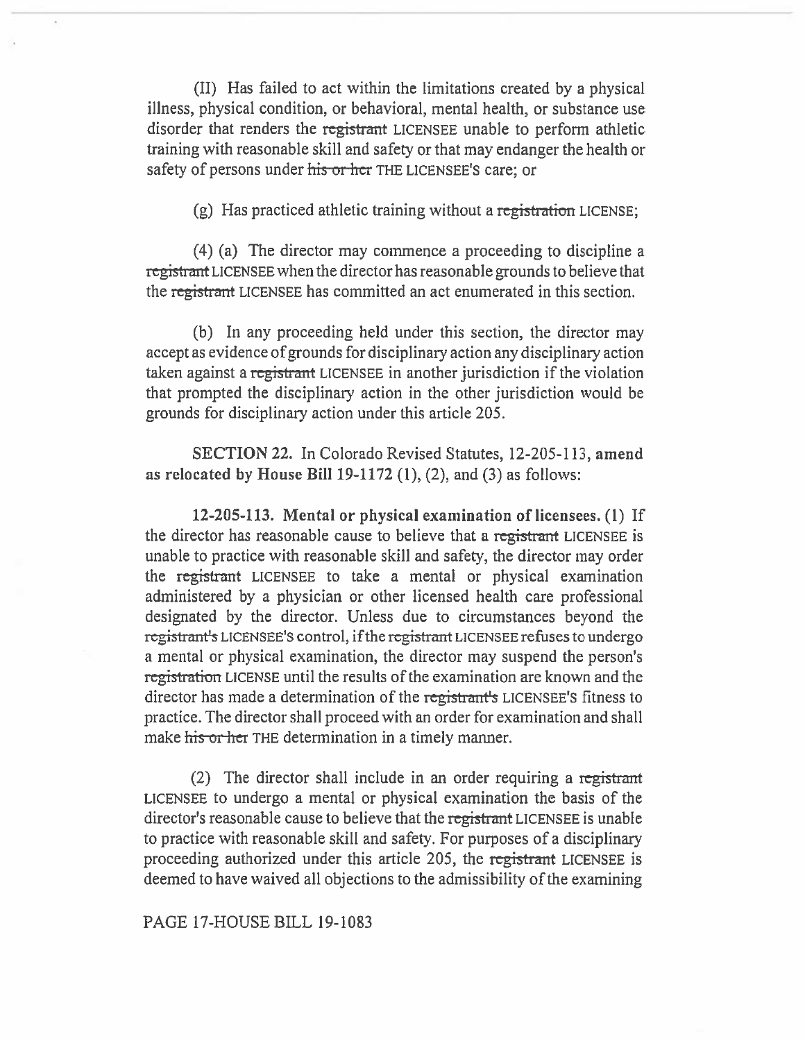(II) Has failed to act within the limitations created by a physical illness, physical condition, or behavioral, mental health, or substance use disorder that renders the ~~registrant~~ LICENSEE unable to perform athletic training with reasonable skill and safety or that may endanger the health or safety of persons under ~~his or her~~ THE LICENSEE'S care; or

(g) Has practiced athletic training without a ~~registration~~ LICENSE;

(4) (a) The director may commence a proceeding to discipline a ~~registrant~~ LICENSEE when the director has reasonable grounds to believe that the ~~registrant~~ LICENSEE has committed an act enumerated in this section.

(b) In any proceeding held under this section, the director may accept as evidence of grounds for disciplinary action any disciplinary action taken against a ~~registrant~~ LICENSEE in another jurisdiction if the violation that prompted the disciplinary action in the other jurisdiction would be grounds for disciplinary action under this article 205.

**SECTION 22.** In Colorado Revised Statutes, 12-205-113, **amend as relocated by House Bill 19-1172** (1), (2), and (3) as follows:

**12-205-113. Mental or physical examination of licensees.** (1) If the director has reasonable cause to believe that a ~~registrant~~ LICENSEE is unable to practice with reasonable skill and safety, the director may order the ~~registrant~~ LICENSEE to take a mental or physical examination administered by a physician or other licensed health care professional designated by the director. Unless due to circumstances beyond the ~~registrant's~~ LICENSEE'S control, if the ~~registrant~~ LICENSEE refuses to undergo a mental or physical examination, the director may suspend the person's ~~registration~~ LICENSE until the results of the examination are known and the director has made a determination of the ~~registrant's~~ LICENSEE'S fitness to practice. The director shall proceed with an order for examination and shall make ~~his or her~~ THE determination in a timely manner.

(2) The director shall include in an order requiring a ~~registrant~~ LICENSEE to undergo a mental or physical examination the basis of the director's reasonable cause to believe that the ~~registrant~~ LICENSEE is unable to practice with reasonable skill and safety. For purposes of a disciplinary proceeding authorized under this article 205, the ~~registrant~~ LICENSEE is deemed to have waived all objections to the admissibility of the examining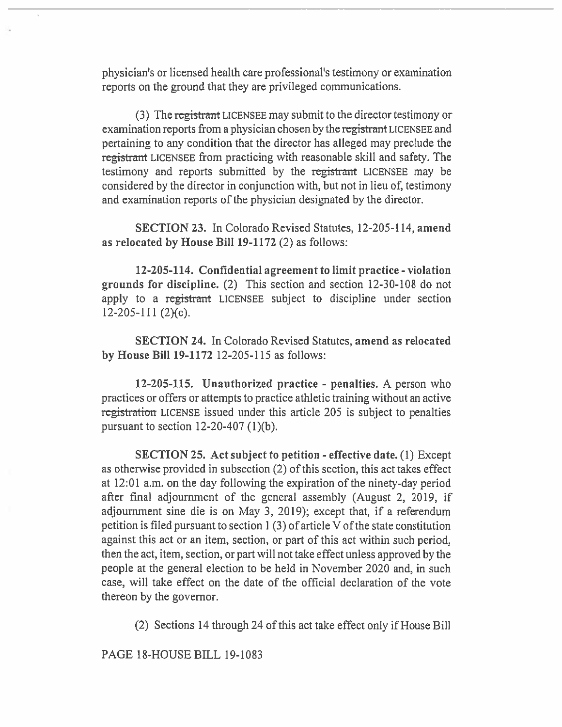physician's or licensed health care professional's testimony or examination reports on the ground that they are privileged communications.

(3) The ~~registrant~~ LICENSEE may submit to the director testimony or examination reports from a physician chosen by the ~~registrant~~ LICENSEE and pertaining to any condition that the director has alleged may preclude the ~~registrant~~ LICENSEE from practicing with reasonable skill and safety. The testimony and reports submitted by the ~~registrant~~ LICENSEE may be considered by the director in conjunction with, but not in lieu of, testimony and examination reports of the physician designated by the director.

**SECTION 23.** In Colorado Revised Statutes, 12-205-114, **amend as relocated by House Bill 19-1172** (2) as follows:

**12-205-114. Confidential agreement to limit practice - violation grounds for discipline.** (2) This section and section 12-30-108 do not apply to a ~~registrant~~ LICENSEE subject to discipline under section 12-205-111 (2)(c).

**SECTION 24.** In Colorado Revised Statutes, **amend as relocated by House Bill 19-1172** 12-205-115 as follows:

**12-205-115. Unauthorized practice - penalties.** A person who practices or offers or attempts to practice athletic training without an active ~~registration~~ LICENSE issued under this article 205 is subject to penalties pursuant to section 12-20-407 (1)(b).

**SECTION 25. Act subject to petition - effective date.** (1) Except as otherwise provided in subsection (2) of this section, this act takes effect at 12:01 a.m. on the day following the expiration of the ninety-day period after final adjournment of the general assembly (August 2, 2019, if adjournment sine die is on May 3, 2019); except that, if a referendum petition is filed pursuant to section 1 (3) of article V of the state constitution against this act or an item, section, or part of this act within such period, then the act, item, section, or part will not take effect unless approved by the people at the general election to be held in November 2020 and, in such case, will take effect on the date of the official declaration of the vote thereon by the governor.

(2) Sections 14 through 24 of this act take effect only if House Bill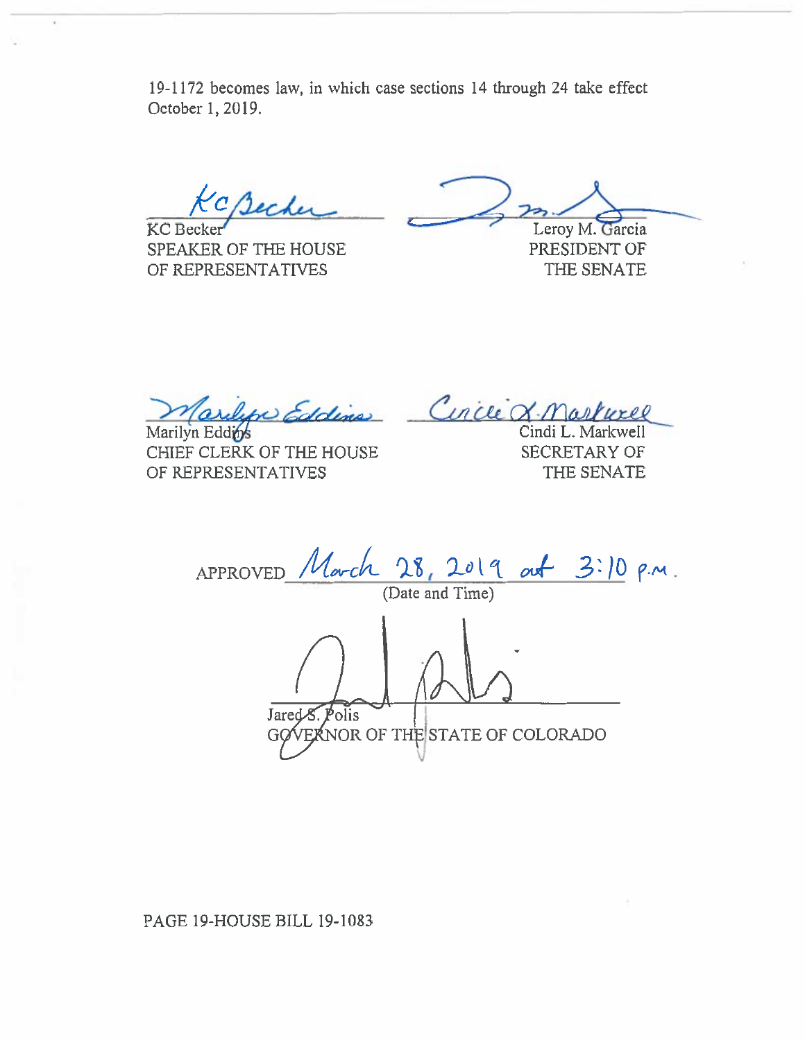19-1172 becomes law, in which case sections 14 through 24 take effect October 1, 2019.

KC Becker
SPEAKER OF THE HOUSE
OF REPRESENTATIVES

Leroy M. Garcia
PRESIDENT OF
THE SENATE

Marilyn Eddins
CHIEF CLERK OF THE HOUSE
OF REPRESENTATIVES

Cindi L. Markwell
SECRETARY OF
THE SENATE

APPROVED March 28, 2019 at 3:10 p.m.
(Date and Time)

Jared S. Polis
GOVERNOR OF THE STATE OF COLORADO

PAGE 19-HOUSE BILL 19-1083